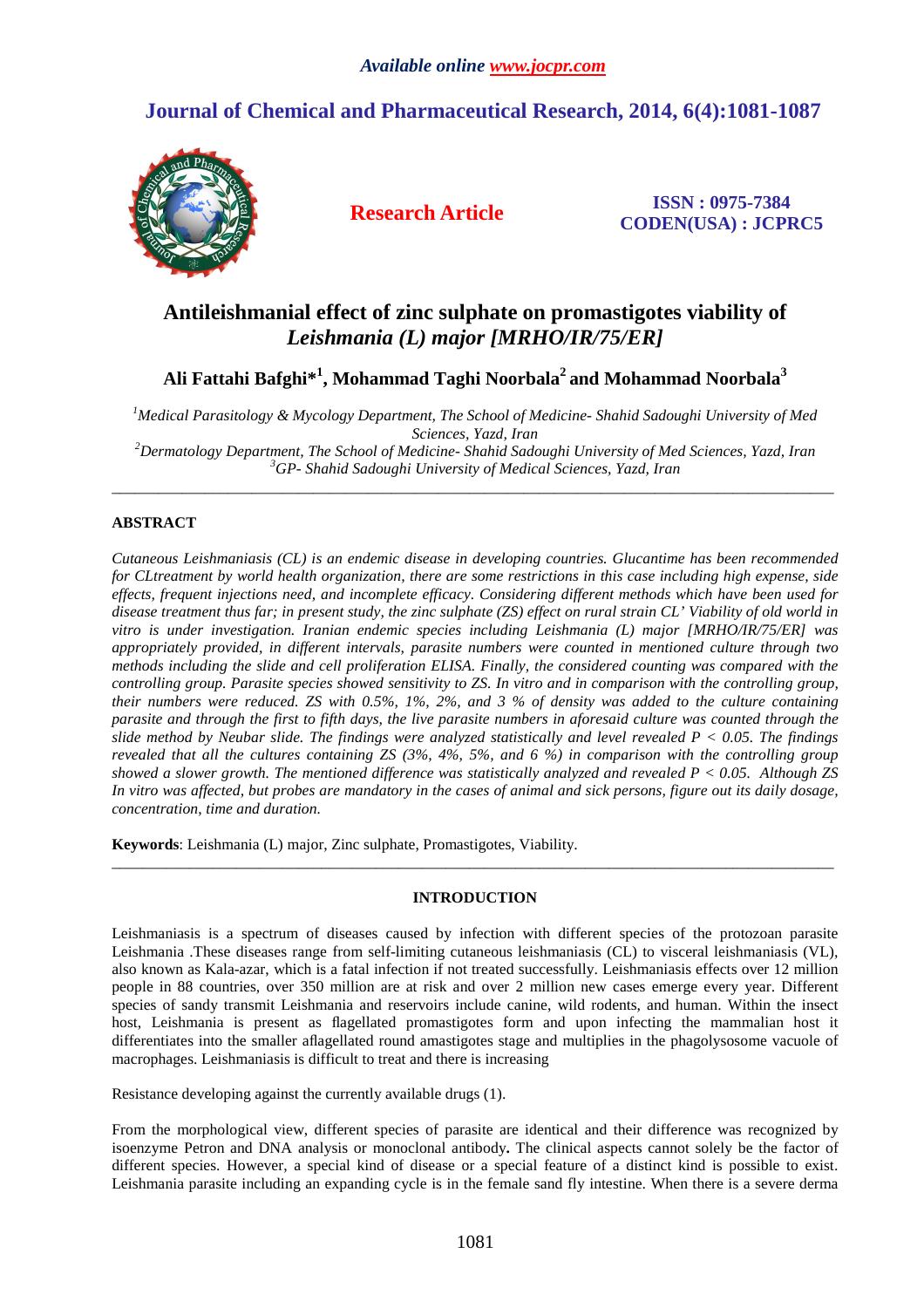*Available online www.jocpr.com*

# Journal of Chemical and Pharmaceutical Research, 2014, 6(4):1081-1087

**Research Article**

**ISSN : 0975-7384**
**CODEN(USA) : JCPRC5**

# Antileishmanial effect of zinc sulphate on promastigotes viability of *Leishmania (L) major [MRHO/IR/75/ER]*

**Ali Fattahi Bafghi*[1], Mohammad Taghi Noorbala[2] and Mohammad Noorbala[3]**

[1]*Medical Parasitology & Mycology Department, The School of Medicine- Shahid Sadoughi University of Med Sciences, Yazd, Iran*
[2]*Dermatology Department, The School of Medicine- Shahid Sadoughi University of Med Sciences, Yazd, Iran*
[3]*GP- Shahid Sadoughi University of Medical Sciences, Yazd, Iran*

---

## ABSTRACT

*Cutaneous Leishmaniasis (CL) is an endemic disease in developing countries. Glucantime has been recommended for CLtreatment by world health organization, there are some restrictions in this case including high expense, side effects, frequent injections need, and incomplete efficacy. Considering different methods which have been used for disease treatment thus far; in present study, the zinc sulphate (ZS) effect on rural strain CL' Viability of old world in vitro is under investigation. Iranian endemic species including Leishmania (L) major [MRHO/IR/75/ER] was appropriately provided, in different intervals, parasite numbers were counted in mentioned culture through two methods including the slide and cell proliferation ELISA. Finally, the considered counting was compared with the controlling group. Parasite species showed sensitivity to ZS. In vitro and in comparison with the controlling group, their numbers were reduced. ZS with 0.5%, 1%, 2%, and 3 % of density was added to the culture containing parasite and through the first to fifth days, the live parasite numbers in aforesaid culture was counted through the slide method by Neubar slide. The findings were analyzed statistically and level revealed $P < 0.05$. The findings revealed that all the cultures containing ZS (3%, 4%, 5%, and 6 %) in comparison with the controlling group showed a slower growth. The mentioned difference was statistically analyzed and revealed $P < 0.05$. Although ZS In vitro was affected, but probes are mandatory in the cases of animal and sick persons, figure out its daily dosage, concentration, time and duration.*

**Keywords**: Leishmania (L) major, Zinc sulphate, Promastigotes, Viability.

---

## INTRODUCTION

Leishmaniasis is a spectrum of diseases caused by infection with different species of the protozoan parasite Leishmania .These diseases range from self-limiting cutaneous leishmaniasis (CL) to visceral leishmaniasis (VL), also known as Kala-azar, which is a fatal infection if not treated successfully. Leishmaniasis effects over 12 million people in 88 countries, over 350 million are at risk and over 2 million new cases emerge every year. Different species of sandy transmit Leishmania and reservoirs include canine, wild rodents, and human. Within the insect host, Leishmania is present as flagellated promastigotes form and upon infecting the mammalian host it differentiates into the smaller aflagellated round amastigotes stage and multiplies in the phagolysosome vacuole of macrophages. Leishmaniasis is difficult to treat and there is increasing

Resistance developing against the currently available drugs (1).

From the morphological view, different species of parasite are identical and their difference was recognized by isoenzyme Petron and DNA analysis or monoclonal antibody**.** The clinical aspects cannot solely be the factor of different species. However, a special kind of disease or a special feature of a distinct kind is possible to exist. Leishmania parasite including an expanding cycle is in the female sand fly intestine. When there is a severe derma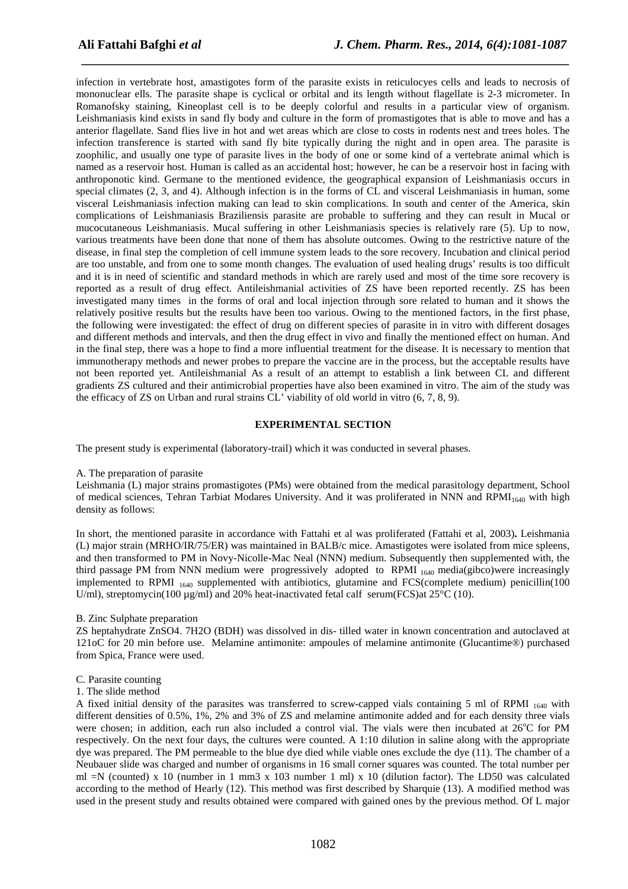infection in vertebrate host, amastigotes form of the parasite exists in reticulocyes cells and leads to necrosis of mononuclear ells. The parasite shape is cyclical or orbital and its length without flagellate is 2-3 micrometer. In Romanofsky staining, Kineoplast cell is to be deeply colorful and results in a particular view of organism. Leishmaniasis kind exists in sand fly body and culture in the form of promastigotes that is able to move and has a anterior flagellate. Sand flies live in hot and wet areas which are close to costs in rodents nest and trees holes. The infection transference is started with sand fly bite typically during the night and in open area. The parasite is zoophilic, and usually one type of parasite lives in the body of one or some kind of a vertebrate animal which is named as a reservoir host. Human is called as an accidental host; however, he can be a reservoir host in facing with anthroponotic kind. Germane to the mentioned evidence, the geographical expansion of Leishmaniasis occurs in special climates (2, 3, and 4). Although infection is in the forms of CL and visceral Leishmaniasis in human, some visceral Leishmaniasis infection making can lead to skin complications. In south and center of the America, skin complications of Leishmaniasis Braziliensis parasite are probable to suffering and they can result in Mucal or mucocutaneous Leishmaniasis. Mucal suffering in other Leishmaniasis species is relatively rare (5). Up to now, various treatments have been done that none of them has absolute outcomes. Owing to the restrictive nature of the disease, in final step the completion of cell immune system leads to the sore recovery. Incubation and clinical period are too unstable, and from one to some month changes. The evaluation of used healing drugs' results is too difficult and it is in need of scientific and standard methods in which are rarely used and most of the time sore recovery is reported as a result of drug effect. Antileishmanial activities of ZS have been reported recently. ZS has been investigated many times in the forms of oral and local injection through sore related to human and it shows the relatively positive results but the results have been too various. Owing to the mentioned factors, in the first phase, the following were investigated: the effect of drug on different species of parasite in in vitro with different dosages and different methods and intervals, and then the drug effect in vivo and finally the mentioned effect on human. And in the final step, there was a hope to find a more influential treatment for the disease. It is necessary to mention that immunotherapy methods and newer probes to prepare the vaccine are in the process, but the acceptable results have not been reported yet. Antileishmanial As a result of an attempt to establish a link between CL and different gradients ZS cultured and their antimicrobial properties have also been examined in vitro. The aim of the study was the efficacy of ZS on Urban and rural strains CL' viability of old world in vitro (6, 7, 8, 9).

## EXPERIMENTAL SECTION

The present study is experimental (laboratory-trail) which it was conducted in several phases.

A. The preparation of parasite

Leishmania (L) major strains promastigotes (PMs) were obtained from the medical parasitology department, School of medical sciences, Tehran Tarbiat Modares University. And it was proliferated in NNN and $RPMI_{1640}$ with high density as follows:

In short, the mentioned parasite in accordance with Fattahi et al was proliferated (Fattahi et al, 2003)**.** Leishmania (L) major strain (MRHO/IR/75/ER) was maintained in BALB/c mice. Amastigotes were isolated from mice spleens, and then transformed to PM in Novy-Nicolle-Mac Neal (NNN) medium. Subsequently then supplemented with, the third passage PM from NNN medium were progressively adopted to RPMI $_{1640}$ media(gibco)were increasingly implemented to RPMI $_{1640}$ supplemented with antibiotics, glutamine and FCS(complete medium) penicillin(100 U/ml), streptomycin(100 µg/ml) and 20% heat-inactivated fetal calf serum(FCS)at 25°C (10).

B. Zinc Sulphate preparation

ZS heptahydrate $ZnSO_4 \cdot 7H_2O$ (BDH) was dissolved in dis- tilled water in known concentration and autoclaved at 121oC for 20 min before use. Melamine antimonite: ampoules of melamine antimonite (Glucantime®) purchased from Spica, France were used.

C. Parasite counting

1. The slide method

A fixed initial density of the parasites was transferred to screw-capped vials containing 5 ml of RPMI $_{1640}$ with different densities of 0.5%, 1%, 2% and 3% of ZS and melamine antimonite added and for each density three vials were chosen; in addition, each run also included a control vial. The vials were then incubated at 26°C for PM respectively. On the next four days, the cultures were counted. A 1:10 dilution in saline along with the appropriate dye was prepared. The PM permeable to the blue dye died while viable ones exclude the dye (11). The chamber of a Neubauer slide was charged and number of organisms in 16 small corner squares was counted. The total number per ml =N (counted) x 10 (number in 1 mm3 x 103 number 1 ml) x 10 (dilution factor). The LD50 was calculated according to the method of Hearly (12). This method was first described by Sharquie (13). A modified method was used in the present study and results obtained were compared with gained ones by the previous method. Of L major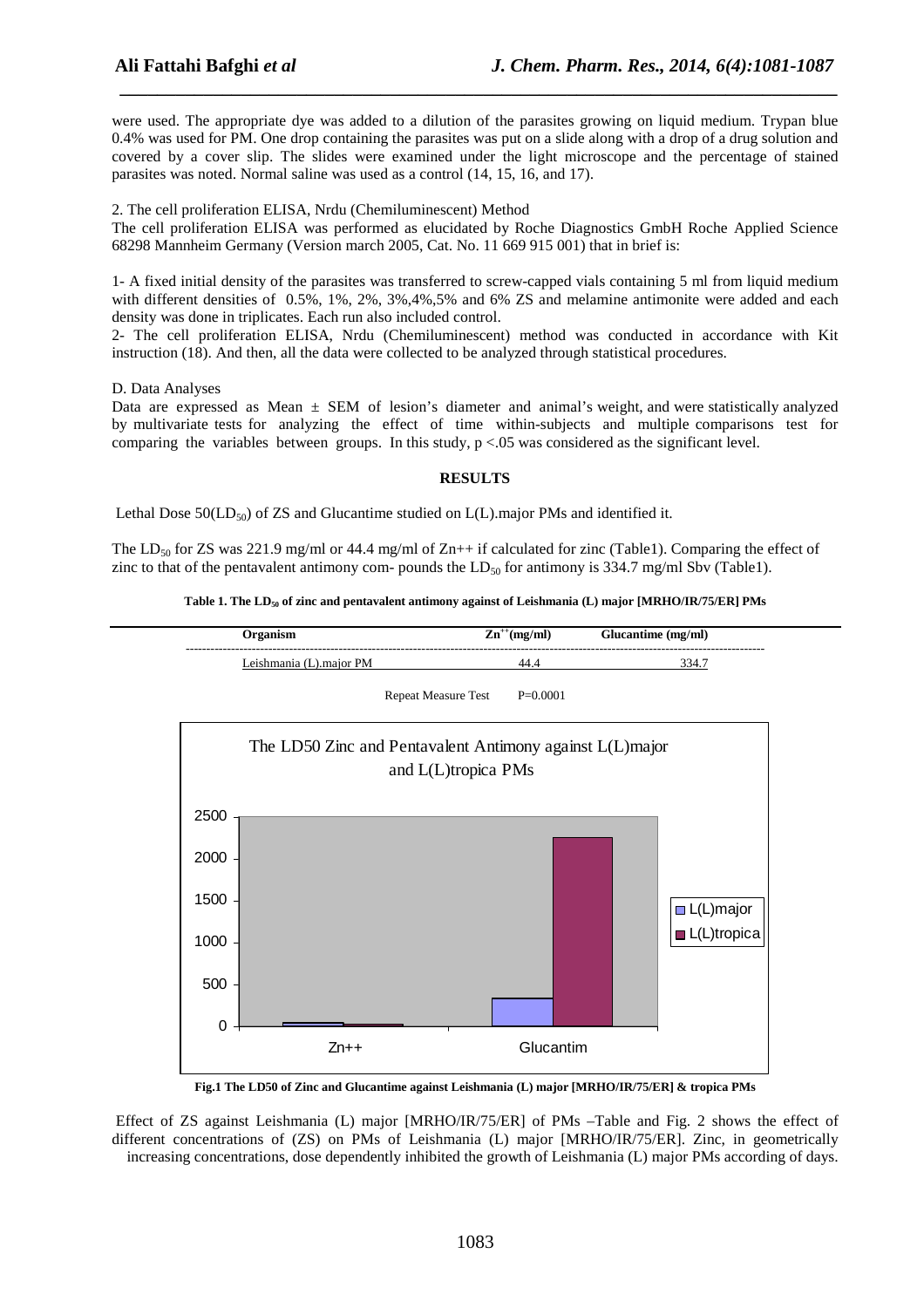were used. The appropriate dye was added to a dilution of the parasites growing on liquid medium. Trypan blue 0.4% was used for PM. One drop containing the parasites was put on a slide along with a drop of a drug solution and covered by a cover slip. The slides were examined under the light microscope and the percentage of stained parasites was noted. Normal saline was used as a control (14, 15, 16, and 17).

2. The cell proliferation ELISA, Nrdu (Chemiluminescent) Method

The cell proliferation ELISA was performed as elucidated by Roche Diagnostics GmbH Roche Applied Science 68298 Mannheim Germany (Version march 2005, Cat. No. 11 669 915 001) that in brief is:

1- A fixed initial density of the parasites was transferred to screw-capped vials containing 5 ml from liquid medium with different densities of 0.5%, 1%, 2%, 3%,4%,5% and 6% ZS and melamine antimonite were added and each density was done in triplicates. Each run also included control.

2- The cell proliferation ELISA, Nrdu (Chemiluminescent) method was conducted in accordance with Kit instruction (18). And then, all the data were collected to be analyzed through statistical procedures.

D. Data Analyses

Data are expressed as Mean ± SEM of lesion's diameter and animal's weight, and were statistically analyzed by multivariate tests for analyzing the effect of time within-subjects and multiple comparisons test for comparing the variables between groups. In this study, $p < .05$ was considered as the significant level.

## RESULTS

Lethal Dose 50($LD_{50}$) of ZS and Glucantime studied on L(L).major PMs and identified it.

The $LD_{50}$ for ZS was 221.9 mg/ml or 44.4 mg/ml of $Zn^{++}$ if calculated for zinc (Table1). Comparing the effect of zinc to that of the pentavalent antimony com- pounds the $LD_{50}$ for antimony is 334.7 mg/ml Sbv (Table1).

**Table 1. The $LD_{50}$ of zinc and pentavalent antimony against of Leishmania (L) major [MRHO/IR/75/ER] PMs**

| Organism | $Zn^{++}$(mg/ml) | Glucantime (mg/ml) |
|---|---|---|
| Leishmania (L).major PM | 44.4 | 334.7 |

Repeat Measure Test P=0.0001

**Fig.1 The LD50 of Zinc and Glucantime against Leishmania (L) major [MRHO/IR/75/ER] & tropica PMs**

Effect of ZS against Leishmania (L) major [MRHO/IR/75/ER] of PMs –Table and Fig. 2 shows the effect of different concentrations of (ZS) on PMs of Leishmania (L) major [MRHO/IR/75/ER]. Zinc, in geometrically increasing concentrations, dose dependently inhibited the growth of Leishmania (L) major PMs according of days.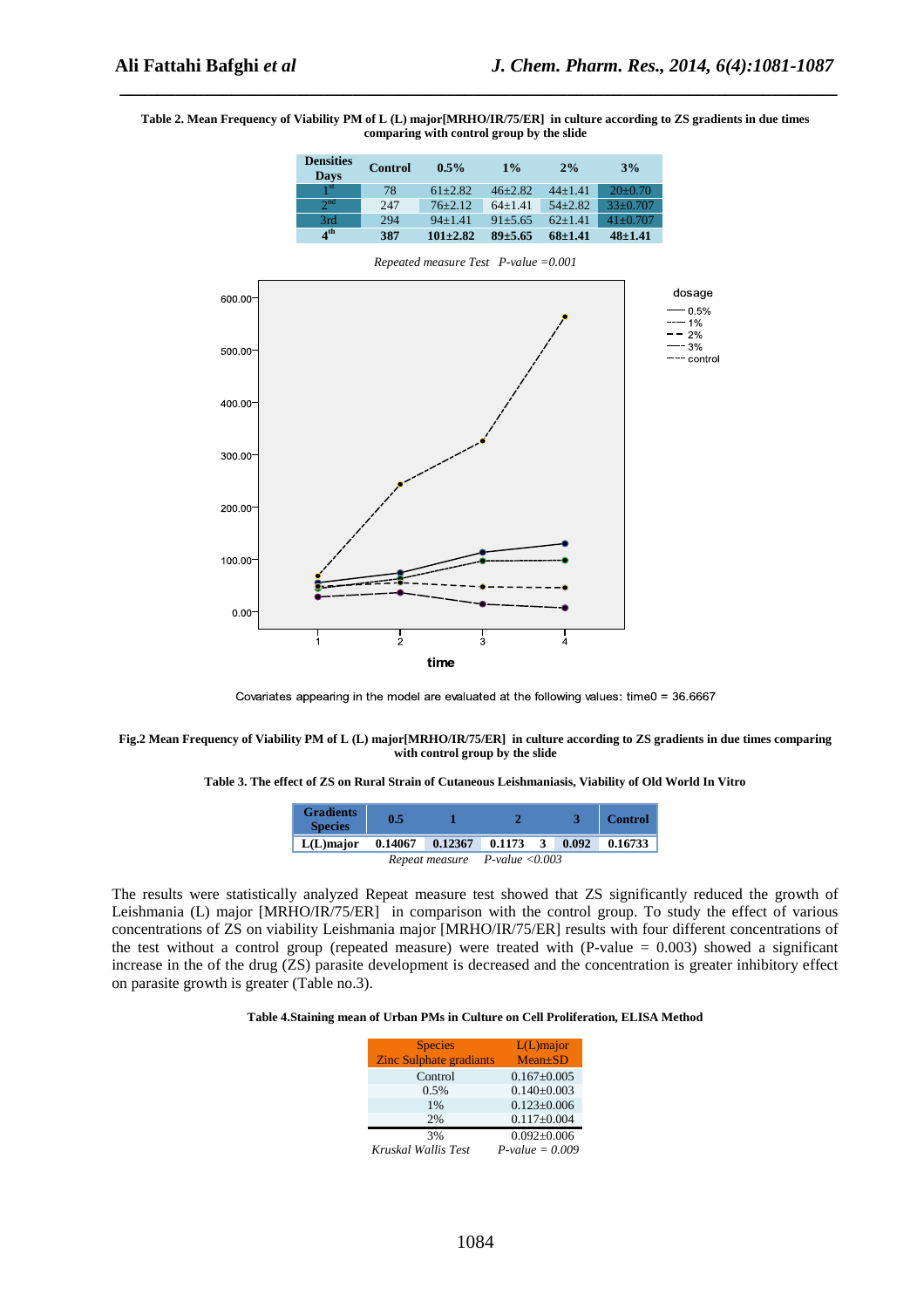**Table 2. Mean Frequency of Viability PM of L (L) major[MRHO/IR/75/ER] in culture according to ZS gradients in due times comparing with control group by the slide**

| Densities Days | Control | 0.5% | 1% | 2% | 3% |
|---|---|---|---|---|---|
| 1st | 78 | 61±2.82 | 46±2.82 | 44±1.41 | 20±0.70 |
| 2nd | 247 | 76±2.12 | 64±1.41 | 54±2.82 | 33±0.707 |
| 3rd | 294 | 94±1.41 | 91±5.65 | 62±1.41 | 41±0.707 |
| **4th** | **387** | **101±2.82** | **89±5.65** | **68±1.41** | **48±1.41** |

*Repeated measure Test P-value =0.001*

Covariates appearing in the model are evaluated at the following values: time0 = 36.6667

**Fig.2 Mean Frequency of Viability PM of L (L) major[MRHO/IR/75/ER] in culture according to ZS gradients in due times comparing with control group by the slide**

**Table 3. The effect of ZS on Rural Strain of Cutaneous Leishmaniasis, Viability of Old World In Vitro**

| Gradients Species | 0.5 | 1 | 2 | 3 | Control |
|---|---|---|---|---|---|
| **L(L)major** | **0.14067** | **0.12367** | **0.1173** | **0.092** | **0.16733** |

*Repeat measure P-value <0.003*

The results were statistically analyzed Repeat measure test showed that ZS significantly reduced the growth of Leishmania (L) major [MRHO/IR/75/ER] in comparison with the control group. To study the effect of various concentrations of ZS on viability Leishmania major [MRHO/IR/75/ER] results with four different concentrations of the test without a control group (repeated measure) were treated with (P-value = 0.003) showed a significant increase in the of the drug (ZS) parasite development is decreased and the concentration is greater inhibitory effect on parasite growth is greater (Table no.3).

**Table 4.Staining mean of Urban PMs in Culture on Cell Proliferation, ELISA Method**

| Species Zinc Sulphate gradiants | L(L)major Mean±SD |
|---|---|
| Control | 0.167±0.005 |
| 0.5% | 0.140±0.003 |
| 1% | 0.123±0.006 |
| 2% | 0.117±0.004 |
| 3% | 0.092±0.006 |
| *Kruskal Wallis Test* | *P-value = 0.009* |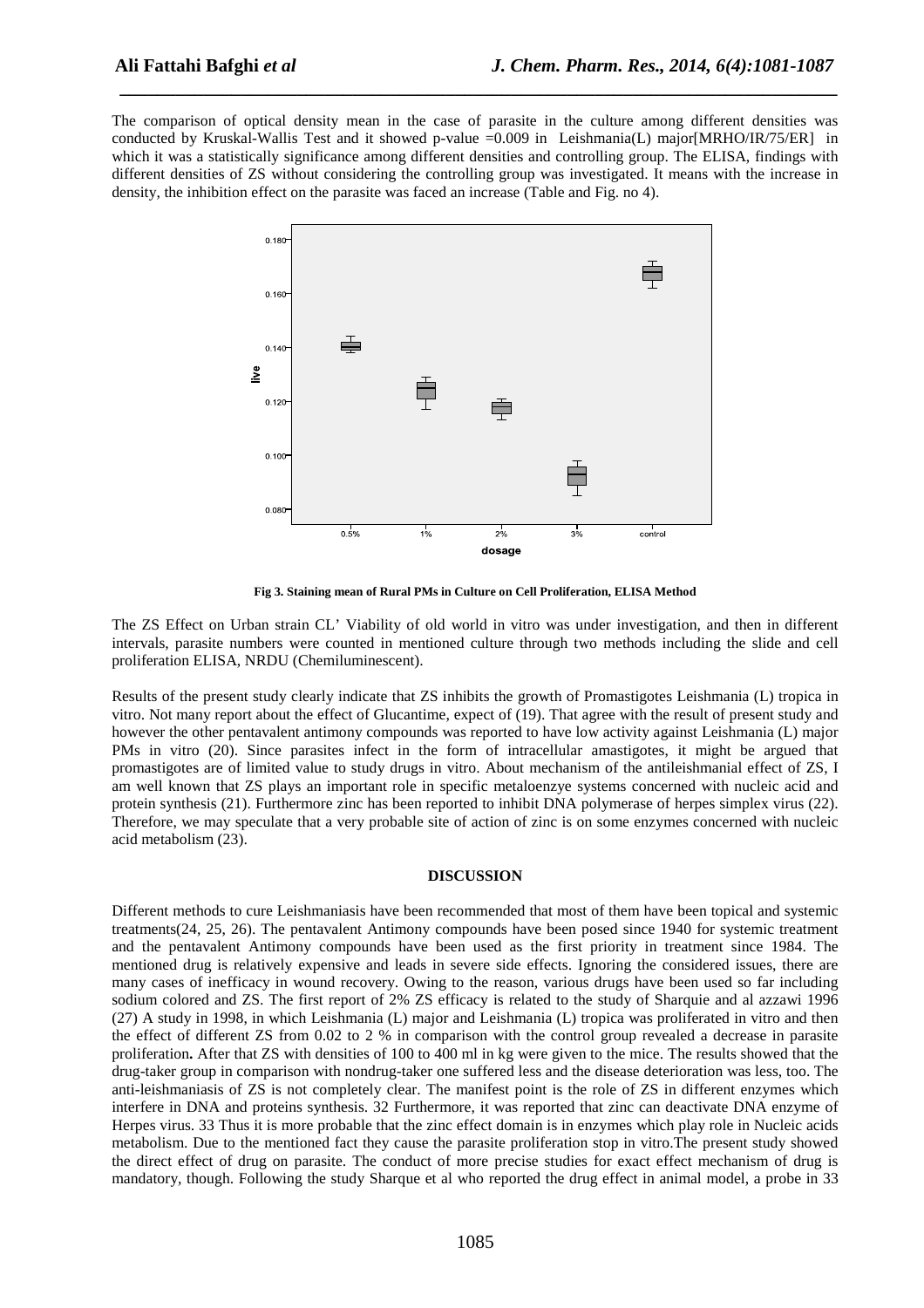The comparison of optical density mean in the case of parasite in the culture among different densities was conducted by Kruskal-Wallis Test and it showed p-value =0.009 in Leishmania(L) major[MRHO/IR/75/ER] in which it was a statistically significance among different densities and controlling group. The ELISA, findings with different densities of ZS without considering the controlling group was investigated. It means with the increase in density, the inhibition effect on the parasite was faced an increase (Table and Fig. no 4).

**Fig 3. Staining mean of Rural PMs in Culture on Cell Proliferation, ELISA Method**

The ZS Effect on Urban strain CL' Viability of old world in vitro was under investigation, and then in different intervals, parasite numbers were counted in mentioned culture through two methods including the slide and cell proliferation ELISA, NRDU (Chemiluminescent).

Results of the present study clearly indicate that ZS inhibits the growth of Promastigotes Leishmania (L) tropica in vitro. Not many report about the effect of Glucantime, expect of (19). That agree with the result of present study and however the other pentavalent antimony compounds was reported to have low activity against Leishmania (L) major PMs in vitro (20). Since parasites infect in the form of intracellular amastigotes, it might be argued that promastigotes are of limited value to study drugs in vitro. About mechanism of the antileishmanial effect of ZS, I am well known that ZS plays an important role in specific metaloenzye systems concerned with nucleic acid and protein synthesis (21). Furthermore zinc has been reported to inhibit DNA polymerase of herpes simplex virus (22). Therefore, we may speculate that a very probable site of action of zinc is on some enzymes concerned with nucleic acid metabolism (23).

## DISCUSSION

Different methods to cure Leishmaniasis have been recommended that most of them have been topical and systemic treatments(24, 25, 26). The pentavalent Antimony compounds have been posed since 1940 for systemic treatment and the pentavalent Antimony compounds have been used as the first priority in treatment since 1984. The mentioned drug is relatively expensive and leads in severe side effects. Ignoring the considered issues, there are many cases of inefficacy in wound recovery. Owing to the reason, various drugs have been used so far including sodium colored and ZS. The first report of 2% ZS efficacy is related to the study of Sharquie and al azzawi 1996 (27) A study in 1998, in which Leishmania (L) major and Leishmania (L) tropica was proliferated in vitro and then the effect of different ZS from 0.02 to 2 % in comparison with the control group revealed a decrease in parasite proliferation**.** After that ZS with densities of 100 to 400 ml in kg were given to the mice. The results showed that the drug-taker group in comparison with nondrug-taker one suffered less and the disease deterioration was less, too. The anti-leishmaniasis of ZS is not completely clear. The manifest point is the role of ZS in different enzymes which interfere in DNA and proteins synthesis. 32 Furthermore, it was reported that zinc can deactivate DNA enzyme of Herpes virus. 33 Thus it is more probable that the zinc effect domain is in enzymes which play role in Nucleic acids metabolism. Due to the mentioned fact they cause the parasite proliferation stop in vitro.The present study showed the direct effect of drug on parasite. The conduct of more precise studies for exact effect mechanism of drug is mandatory, though. Following the study Sharque et al who reported the drug effect in animal model, a probe in 33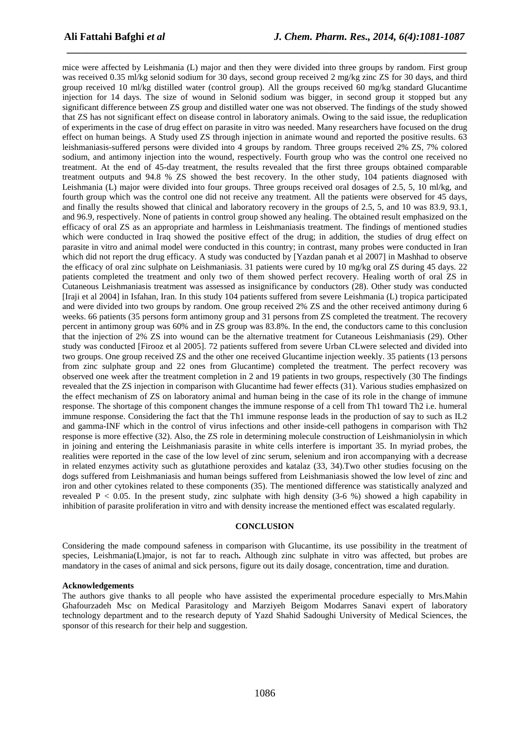mice were affected by Leishmania (L) major and then they were divided into three groups by random. First group was received 0.35 ml/kg selonid sodium for 30 days, second group received 2 mg/kg zinc ZS for 30 days, and third group received 10 ml/kg distilled water (control group). All the groups received 60 mg/kg standard Glucantime injection for 14 days. The size of wound in Selonid sodium was bigger, in second group it stopped but any significant difference between ZS group and distilled water one was not observed. The findings of the study showed that ZS has not significant effect on disease control in laboratory animals. Owing to the said issue, the reduplication of experiments in the case of drug effect on parasite in vitro was needed. Many researchers have focused on the drug effect on human beings. A Study used ZS through injection in animate wound and reported the positive results. 63 leishmaniasis-suffered persons were divided into 4 groups by random. Three groups received 2% ZS, 7% colored sodium, and antimony injection into the wound, respectively. Fourth group who was the control one received no treatment. At the end of 45-day treatment, the results revealed that the first three groups obtained comparable treatment outputs and 94.8 % ZS showed the best recovery. In the other study, 104 patients diagnosed with Leishmania (L) major were divided into four groups. Three groups received oral dosages of 2.5, 5, 10 ml/kg, and fourth group which was the control one did not receive any treatment. All the patients were observed for 45 days, and finally the results showed that clinical and laboratory recovery in the groups of 2.5, 5, and 10 was 83.9, 93.1, and 96.9, respectively. None of patients in control group showed any healing. The obtained result emphasized on the efficacy of oral ZS as an appropriate and harmless in Leishmaniasis treatment. The findings of mentioned studies which were conducted in Iraq showed the positive effect of the drug; in addition, the studies of drug effect on parasite in vitro and animal model were conducted in this country; in contrast, many probes were conducted in Iran which did not report the drug efficacy. A study was conducted by [Yazdan panah et al 2007] in Mashhad to observe the efficacy of oral zinc sulphate on Leishmaniasis. 31 patients were cured by 10 mg/kg oral ZS during 45 days. 22 patients completed the treatment and only two of them showed perfect recovery. Healing worth of oral ZS in Cutaneous Leishmaniasis treatment was assessed as insignificance by conductors (28). Other study was conducted [Iraji et al 2004] in Isfahan, Iran. In this study 104 patients suffered from severe Leishmania (L) tropica participated and were divided into two groups by random. One group received 2% ZS and the other received antimony during 6 weeks. 66 patients (35 persons form antimony group and 31 persons from ZS completed the treatment. The recovery percent in antimony group was 60% and in ZS group was 83.8%. In the end, the conductors came to this conclusion that the injection of 2% ZS into wound can be the alternative treatment for Cutaneous Leishmaniasis (29). Other study was conducted [Firooz et al 2005]. 72 patients suffered from severe Urban CLwere selected and divided into two groups. One group received ZS and the other one received Glucantime injection weekly. 35 patients (13 persons from zinc sulphate group and 22 ones from Glucantime) completed the treatment. The perfect recovery was observed one week after the treatment completion in 2 and 19 patients in two groups, respectively (30 The findings revealed that the ZS injection in comparison with Glucantime had fewer effects (31). Various studies emphasized on the effect mechanism of ZS on laboratory animal and human being in the case of its role in the change of immune response. The shortage of this component changes the immune response of a cell from Th1 toward Th2 i.e. humeral immune response. Considering the fact that the Th1 immune response leads in the production of say to such as IL2 and gamma-INF which in the control of virus infections and other inside-cell pathogens in comparison with Th2 response is more effective (32). Also, the ZS role in determining molecule construction of Leishmaniolysin in which in joining and entering the Leishmaniasis parasite in white cells interfere is important 35. In myriad probes, the realities were reported in the case of the low level of zinc serum, selenium and iron accompanying with a decrease in related enzymes activity such as glutathione peroxides and katalaz (33, 34).Two other studies focusing on the dogs suffered from Leishmaniasis and human beings suffered from Leishmaniasis showed the low level of zinc and iron and other cytokines related to these components (35). The mentioned difference was statistically analyzed and revealed $P < 0.05$. In the present study, zinc sulphate with high density (3-6 %) showed a high capability in inhibition of parasite proliferation in vitro and with density increase the mentioned effect was escalated regularly.

## CONCLUSION

Considering the made compound safeness in comparison with Glucantime, its use possibility in the treatment of species, Leishmania(L)major, is not far to reach**.** Although zinc sulphate in vitro was affected, but probes are mandatory in the cases of animal and sick persons, figure out its daily dosage, concentration, time and duration.

**Acknowledgements**

The authors give thanks to all people who have assisted the experimental procedure especially to Mrs.Mahin Ghafourzadeh Msc on Medical Parasitology and Marziyeh Beigom Modarres Sanavi expert of laboratory technology department and to the research deputy of Yazd Shahid Sadoughi University of Medical Sciences, the sponsor of this research for their help and suggestion.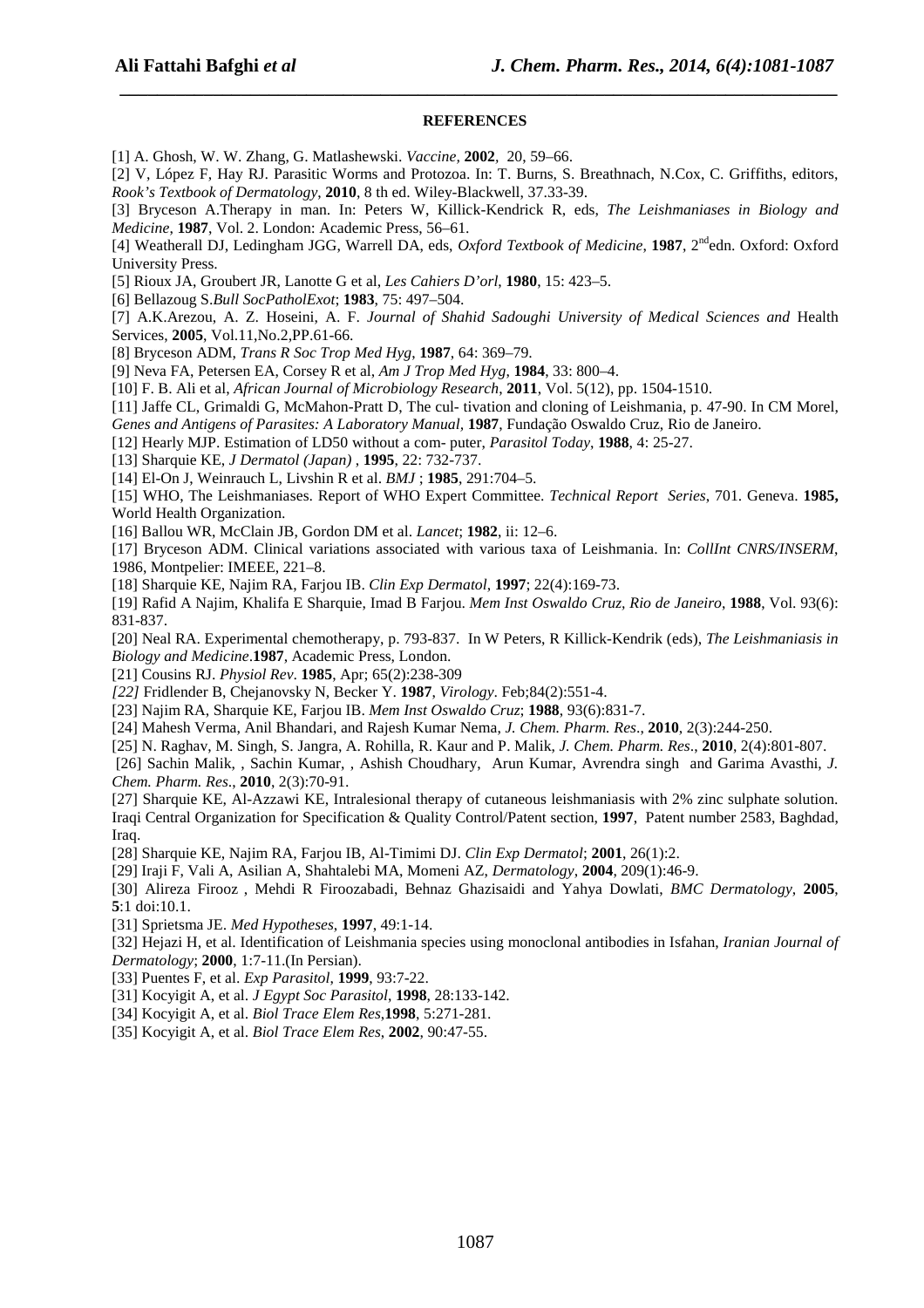**REFERENCES**

[1] A. Ghosh, W. W. Zhang, G. Matlashewski. *Vaccine,* **2002**, 20, 59–66.

[2] V, López F, Hay RJ. Parasitic Worms and Protozoa. In: T. Burns, S. Breathnach, N.Cox, C. Griffiths, editors, *Rook's Textbook of Dermatology*, **2010**, 8 th ed. Wiley-Blackwell, 37.33-39.

[3] Bryceson A.Therapy in man. In: Peters W, Killick-Kendrick R, eds, *The Leishmaniases in Biology and Medicine*, **1987**, Vol. 2. London: Academic Press, 56–61.

[4] Weatherall DJ, Ledingham JGG, Warrell DA, eds, *Oxford Textbook of Medicine*, **1987**, 2nd edn. Oxford: Oxford University Press.

[5] Rioux JA, Groubert JR, Lanotte G et al, *Les Cahiers D'orl*, **1980**, 15: 423–5.

[6] Bellazoug S.*Bull SocPatholExot*; **1983**, 75: 497–504.

[7] A.K.Arezou, A. Z. Hoseini, A. F. *Journal of Shahid Sadoughi University of Medical Sciences and* Health Services, **2005**, Vol.11,No.2,PP.61-66.

[8] Bryceson ADM, *Trans R Soc Trop Med Hyg*, **1987**, 64: 369–79.

[9] Neva FA, Petersen EA, Corsey R et al, *Am J Trop Med Hyg*, **1984**, 33: 800–4.

[10] F. B. Ali et al, *African Journal of Microbiology Research*, **2011**, Vol. 5(12), pp. 1504-1510.

[11] Jaffe CL, Grimaldi G, McMahon-Pratt D, The cul- tivation and cloning of Leishmania, p. 47-90. In CM Morel, *Genes and Antigens of Parasites: A Laboratory Manual*, **1987**, Fundação Oswaldo Cruz, Rio de Janeiro.

[12] Hearly MJP. Estimation of LD50 without a com- puter, *Parasitol Today*, **1988**, 4: 25-27.

[13] Sharquie KE, *J Dermatol (Japan)* , **1995**, 22: 732-737.

[14] El-On J, Weinrauch L, Livshin R et al. *BMJ* ; **1985**, 291:704–5.

[15] WHO, The Leishmaniases. Report of WHO Expert Committee. *Technical Report Series*, 701. Geneva. **1985,** World Health Organization.

[16] Ballou WR, McClain JB, Gordon DM et al. *Lancet*; **1982**, ii: 12–6.

[17] Bryceson ADM. Clinical variations associated with various taxa of Leishmania. In: *CollInt CNRS/INSERM*, 1986, Montpelier: IMEEE, 221–8.

[18] Sharquie KE, Najim RA, Farjou IB. *Clin Exp Dermatol*, **1997**; 22(4):169-73.

[19] Rafid A Najim, Khalifa E Sharquie, Imad B Farjou. *Mem Inst Oswaldo Cruz, Rio de Janeiro*, **1988**, Vol. 93(6): 831-837.

[20] Neal RA. Experimental chemotherapy, p. 793-837. In W Peters, R Killick-Kendrik (eds), *The Leishmaniasis in Biology and Medicine*.**1987**, Academic Press, London.

[21] Cousins RJ. *Physiol Rev*. **1985**, Apr; 65(2):238-309

*[22]* Fridlender B, Chejanovsky N, Becker Y. **1987**, *Virology*. Feb;84(2):551-4.

[23] Najim RA, Sharquie KE, Farjou IB. *Mem Inst Oswaldo Cruz*; **1988**, 93(6):831-7.

[24] Mahesh Verma, Anil Bhandari, and Rajesh Kumar Nema, *J. Chem. Pharm. Res*., **2010**, 2(3):244-250.

[25] N. Raghav, M. Singh, S. Jangra, A. Rohilla, R. Kaur and P. Malik, *J. Chem. Pharm. Res*., **2010**, 2(4):801-807.

[26] Sachin Malik, , Sachin Kumar, , Ashish Choudhary, Arun Kumar, Avrendra singh and Garima Avasthi, *J. Chem. Pharm. Res*., **2010**, 2(3):70-91.

[27] Sharquie KE, Al-Azzawi KE, Intralesional therapy of cutaneous leishmaniasis with 2% zinc sulphate solution. Iraqi Central Organization for Specification & Quality Control/Patent section, **1997**, Patent number 2583, Baghdad, Iraq.

[28] Sharquie KE, Najim RA, Farjou IB, Al-Timimi DJ. *Clin Exp Dermatol*; **2001**, 26(1):2.

[29] Iraji F, Vali A, Asilian A, Shahtalebi MA, Momeni AZ, *Dermatology*, **2004**, 209(1):46-9.

[30] Alireza Firooz , Mehdi R Firoozabadi, Behnaz Ghazisaidi and Yahya Dowlati, *BMC Dermatology*, **2005**, **5**:1 doi:10.1.

[31] Sprietsma JE. *Med Hypotheses*, **1997**, 49:1-14.

[32] Hejazi H, et al. Identification of Leishmania species using monoclonal antibodies in Isfahan, *Iranian Journal of Dermatology*; **2000**, 1:7-11.(In Persian).

[33] Puentes F, et al. *Exp Parasitol*, **1999**, 93:7-22.

[31] Kocyigit A, et al. *J Egypt Soc Parasitol*, **1998**, 28:133-142.

[34] Kocyigit A, et al. *Biol Trace Elem Res*,**1998**, 5:271-281.

[35] Kocyigit A, et al. *Biol Trace Elem Res*, **2002**, 90:47-55.